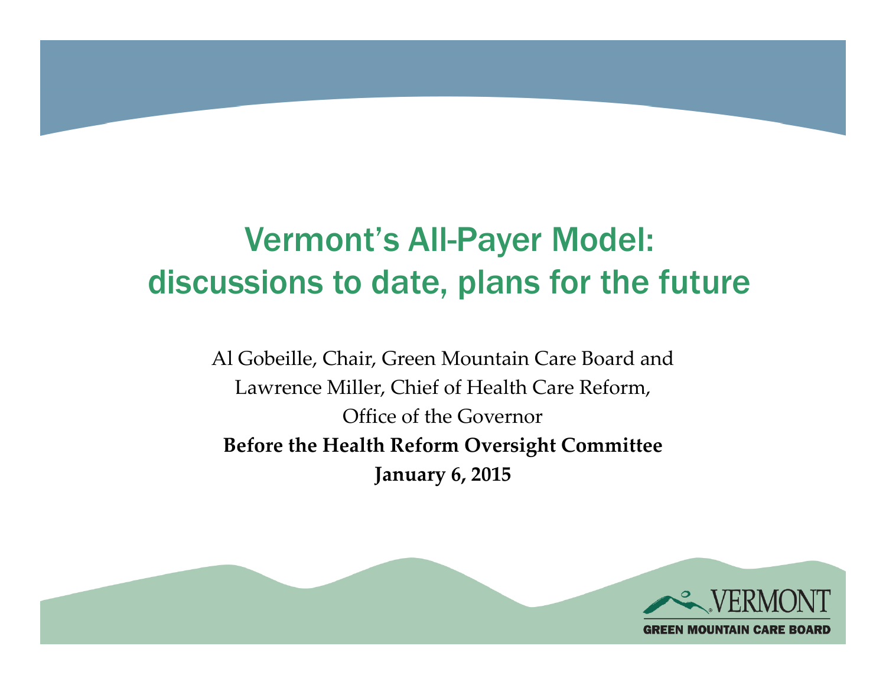# Vermont's All-Payer Model: discussions to date, plans for the future

Al Gobeille, Chair, Green Mountain Care Board and

Lawrence Miller, Chief of Health Care Reform,

Office of the Governor

**Before the Health Reform Oversight Committee**

**January 6, 2015**

VERMONT

GREEN MOUNTAIN CARE BOARD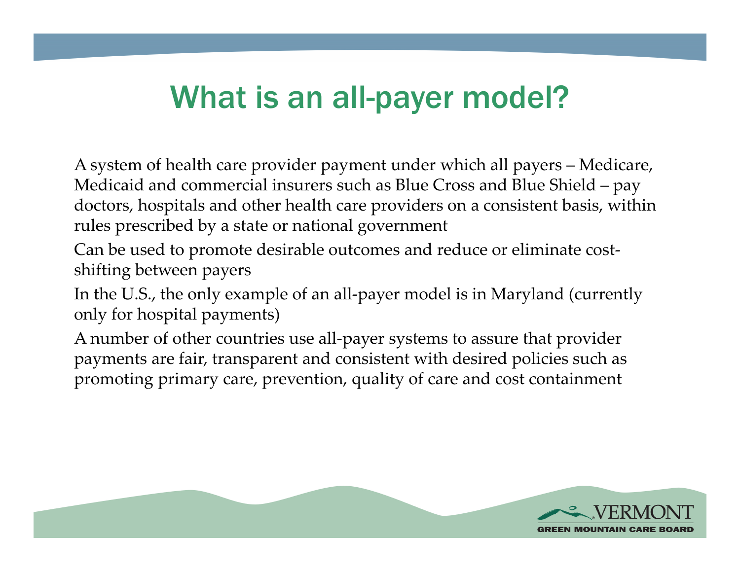# What is an all-payer model?

A system of health care provider payment under which all payers – Medicare, Medicaid and commercial insurers such as Blue Cross and Blue Shield – pay doctors, hospitals and other health care providers on a consistent basis, within rules prescribed by a state or national government

Can be used to promote desirable outcomes and reduce or eliminate cost-shifting between payers

In the U.S., the only example of an all-payer model is in Maryland (currently only for hospital payments)

A number of other countries use all-payer systems to assure that provider payments are fair, transparent and consistent with desired policies such as promoting primary care, prevention, quality of care and cost containment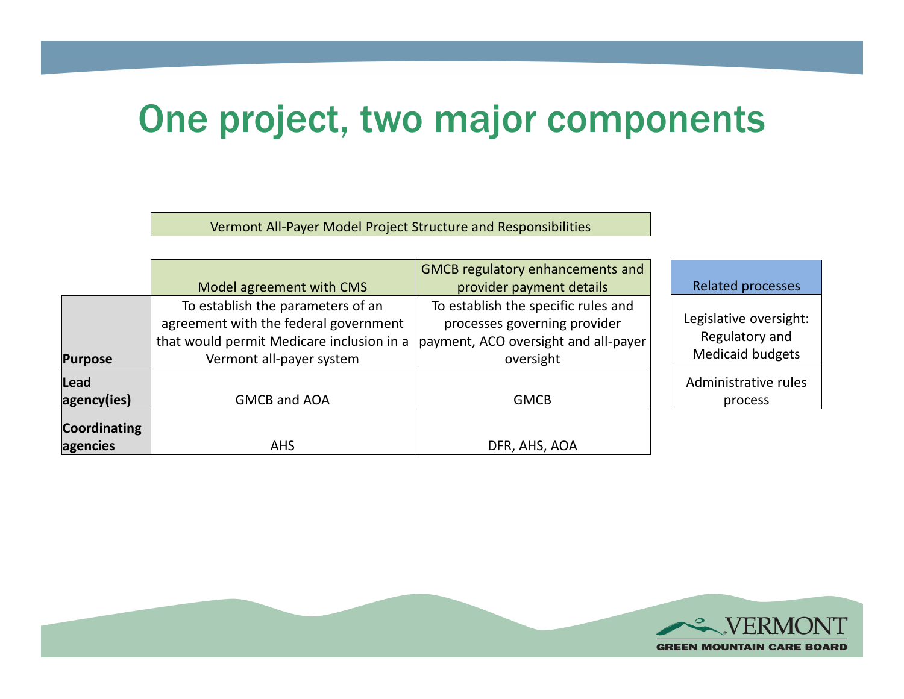# One project, two major components

| Vermont All-Payer Model Project Structure and Responsibilities | | |
|---|---|---|
| | Model agreement with CMS | GMCB regulatory enhancements and provider payment details |
| **Purpose** | To establish the parameters of an agreement with the federal government that would permit Medicare inclusion in a Vermont all-payer system | To establish the specific rules and processes governing provider payment, ACO oversight and all-payer oversight |
| **Lead agency(ies)** | GMCB and AOA | GMCB |
| **Coordinating agencies** | AHS | DFR, AHS, AOA |

| Related processes |
|---|
| Legislative oversight: Regulatory and Medicaid budgets |
| Administrative rules process |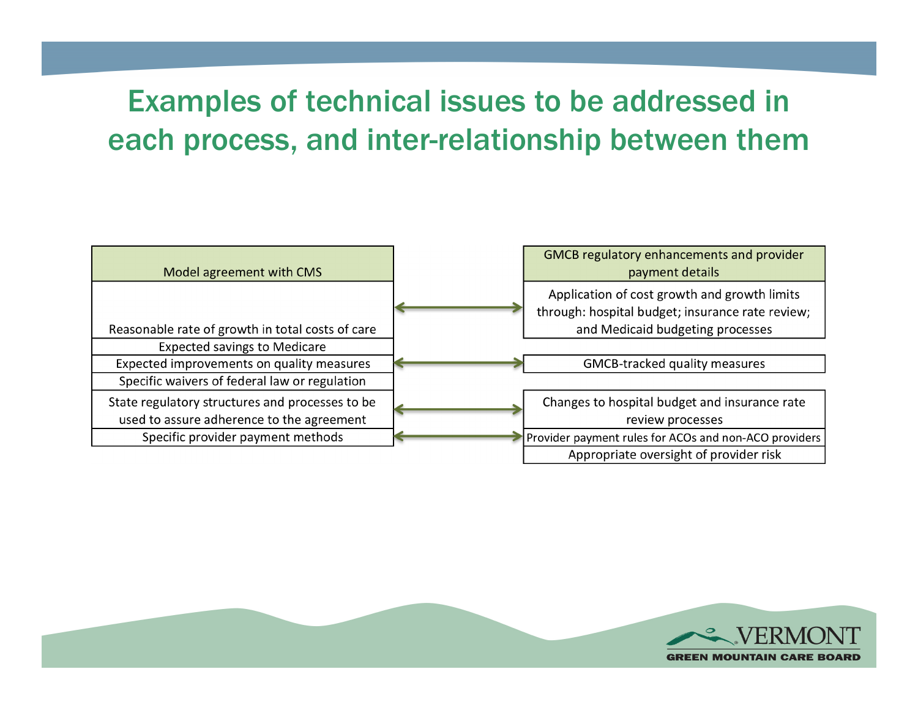# Examples of technical issues to be addressed in each process, and inter-relationship between them

| Model agreement with CMS | | GMCB regulatory enhancements and provider payment details |
|---|---|---|
| Reasonable rate of growth in total costs of care | ↔ | Application of cost growth and growth limits through: hospital budget; insurance rate review; and Medicaid budgeting processes |
| Expected savings to Medicare | | |
| Expected improvements on quality measures | ↔ | GMCB-tracked quality measures |
| Specific waivers of federal law or regulation | | |
| State regulatory structures and processes to be used to assure adherence to the agreement | ↔ | Changes to hospital budget and insurance rate review processes |
| Specific provider payment methods | ↔ | Provider payment rules for ACOs and non-ACO providers |
| | | Appropriate oversight of provider risk |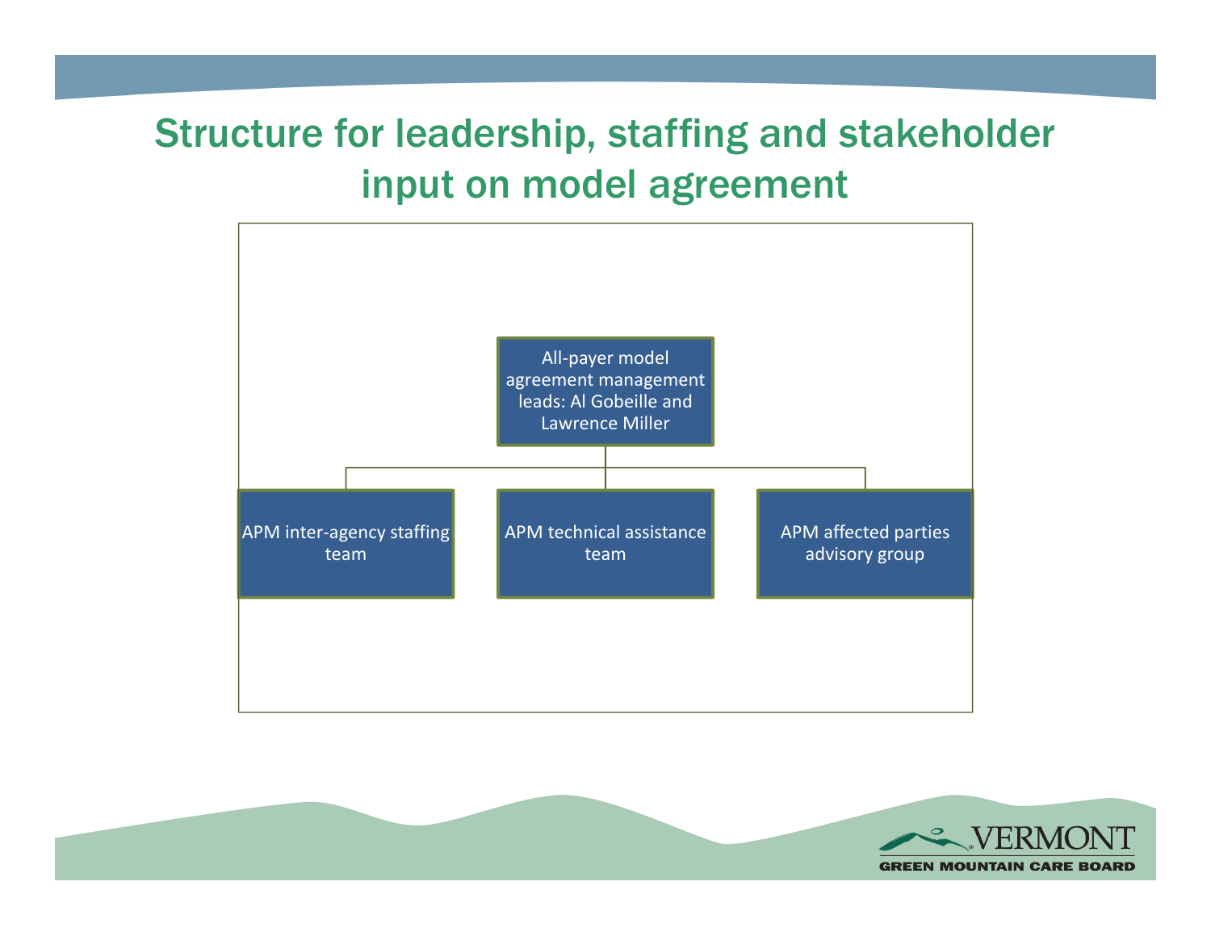# Structure for leadership, staffing and stakeholder input on model agreement

All-payer model agreement management leads: Al Gobeille and Lawrence Miller

APM inter-agency staffing team

APM technical assistance team

APM affected parties advisory group